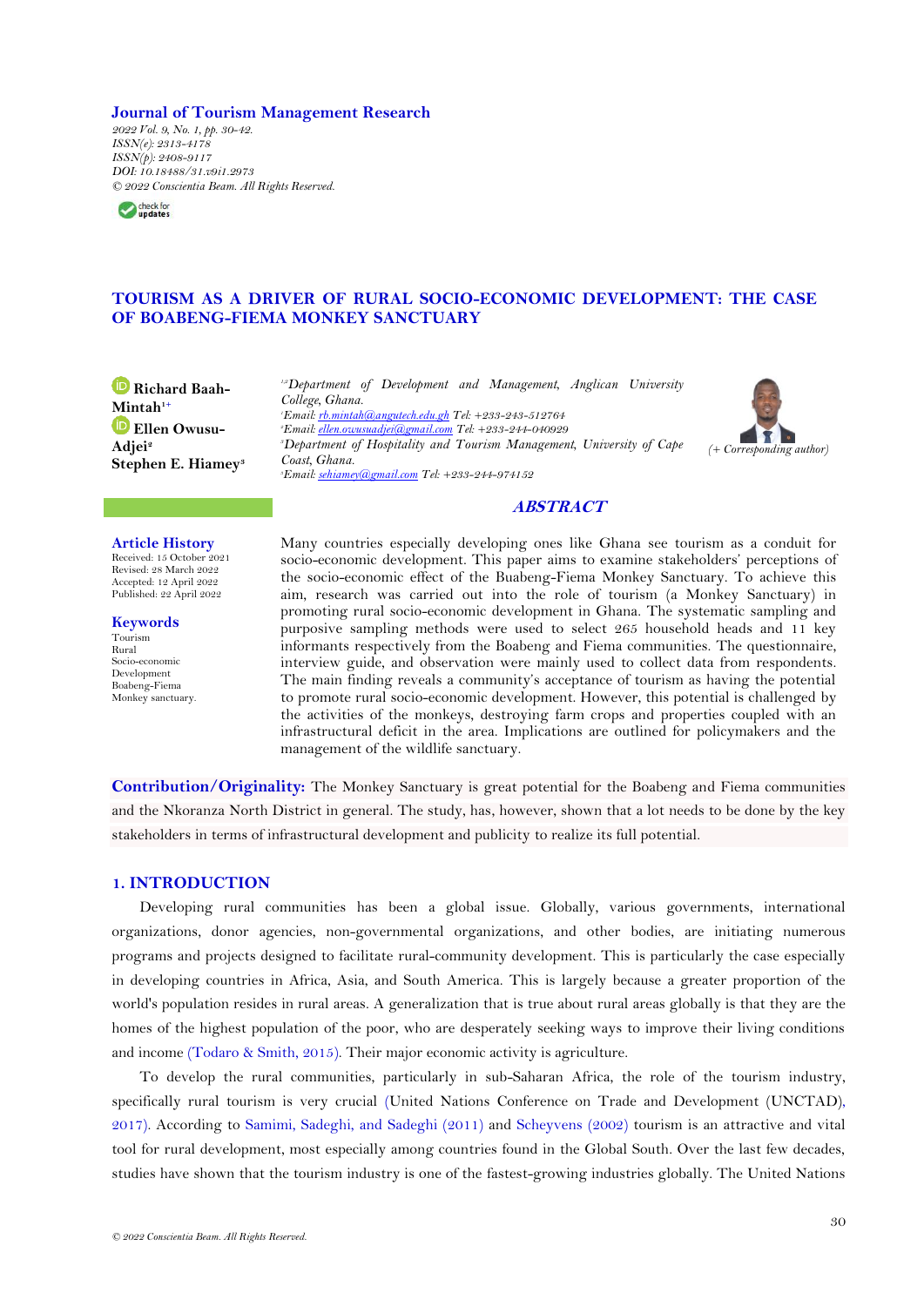**Journal of Tourism Management Research**

2022 Vol. 9, No. 1, pp. 30-42.
ISSN(e): 2313-4178
ISSN(p): 2408-9117
DOI: 10.18488/31.v9i1.2973
© 2022 Conscientia Beam. All Rights Reserved.

# TOURISM AS A DRIVER OF RURAL SOCIO-ECONOMIC DEVELOPMENT: THE CASE OF BOABENG-FIEMA MONKEY SANCTUARY

**Richard Baah-Mintah**[1+]
**Ellen Owusu-Adjei**[2]
**Stephen E. Hiamey**[3]

[1,2]Department of Development and Management, Anglican University College, Ghana.
[1]Email: rb.mintah@angutech.edu.gh Tel: +233-243-512764
[2]Email: ellen.owusuadjei@gmail.com Tel: +233-244-040929
[3]Department of Hospitality and Tourism Management, University of Cape Coast, Ghana.
[3]Email: sehiamey@gmail.com Tel: +233-244-974152

(+ Corresponding author)

## Article History

Received: 15 October 2021
Revised: 28 March 2022
Accepted: 12 April 2022
Published: 22 April 2022

## Keywords

Tourism
Rural
Socio-economic
Development
Boabeng-Fiema
Monkey sanctuary.

## ABSTRACT

Many countries especially developing ones like Ghana see tourism as a conduit for socio-economic development. This paper aims to examine stakeholders' perceptions of the socio-economic effect of the Buabeng-Fiema Monkey Sanctuary. To achieve this aim, research was carried out into the role of tourism (a Monkey Sanctuary) in promoting rural socio-economic development in Ghana. The systematic sampling and purposive sampling methods were used to select 265 household heads and 11 key informants respectively from the Boabeng and Fiema communities. The questionnaire, interview guide, and observation were mainly used to collect data from respondents. The main finding reveals a community's acceptance of tourism as having the potential to promote rural socio-economic development. However, this potential is challenged by the activities of the monkeys, destroying farm crops and properties coupled with an infrastructural deficit in the area. Implications are outlined for policymakers and the management of the wildlife sanctuary.

**Contribution/Originality:** The Monkey Sanctuary is great potential for the Boabeng and Fiema communities and the Nkoranza North District in general. The study, has, however, shown that a lot needs to be done by the key stakeholders in terms of infrastructural development and publicity to realize its full potential.

## 1. INTRODUCTION

Developing rural communities has been a global issue. Globally, various governments, international organizations, donor agencies, non-governmental organizations, and other bodies, are initiating numerous programs and projects designed to facilitate rural-community development. This is particularly the case especially in developing countries in Africa, Asia, and South America. This is largely because a greater proportion of the world's population resides in rural areas. A generalization that is true about rural areas globally is that they are the homes of the highest population of the poor, who are desperately seeking ways to improve their living conditions and income (Todaro & Smith, 2015). Their major economic activity is agriculture.

To develop the rural communities, particularly in sub-Saharan Africa, the role of the tourism industry, specifically rural tourism is very crucial (United Nations Conference on Trade and Development (UNCTAD), 2017). According to Samimi, Sadeghi, and Sadeghi (2011) and Scheyvens (2002) tourism is an attractive and vital tool for rural development, most especially among countries found in the Global South. Over the last few decades, studies have shown that the tourism industry is one of the fastest-growing industries globally. The United Nations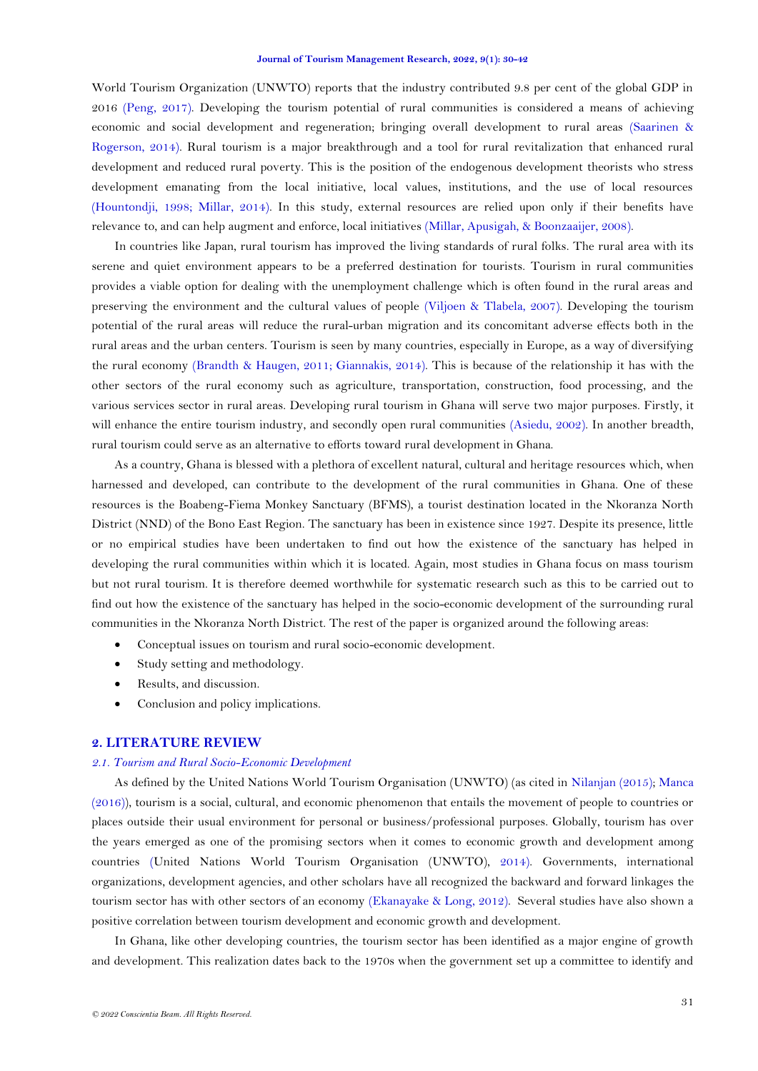World Tourism Organization (UNWTO) reports that the industry contributed 9.8 per cent of the global GDP in 2016 (Peng, 2017). Developing the tourism potential of rural communities is considered a means of achieving economic and social development and regeneration; bringing overall development to rural areas (Saarinen & Rogerson, 2014). Rural tourism is a major breakthrough and a tool for rural revitalization that enhanced rural development and reduced rural poverty. This is the position of the endogenous development theorists who stress development emanating from the local initiative, local values, institutions, and the use of local resources (Hountondji, 1998; Millar, 2014). In this study, external resources are relied upon only if their benefits have relevance to, and can help augment and enforce, local initiatives (Millar, Apusigah, & Boonzaaijer, 2008).

In countries like Japan, rural tourism has improved the living standards of rural folks. The rural area with its serene and quiet environment appears to be a preferred destination for tourists. Tourism in rural communities provides a viable option for dealing with the unemployment challenge which is often found in the rural areas and preserving the environment and the cultural values of people (Viljoen & Tlabela, 2007). Developing the tourism potential of the rural areas will reduce the rural-urban migration and its concomitant adverse effects both in the rural areas and the urban centers. Tourism is seen by many countries, especially in Europe, as a way of diversifying the rural economy (Brandth & Haugen, 2011; Giannakis, 2014). This is because of the relationship it has with the other sectors of the rural economy such as agriculture, transportation, construction, food processing, and the various services sector in rural areas. Developing rural tourism in Ghana will serve two major purposes. Firstly, it will enhance the entire tourism industry, and secondly open rural communities (Asiedu, 2002). In another breadth, rural tourism could serve as an alternative to efforts toward rural development in Ghana.

As a country, Ghana is blessed with a plethora of excellent natural, cultural and heritage resources which, when harnessed and developed, can contribute to the development of the rural communities in Ghana. One of these resources is the Boabeng-Fiema Monkey Sanctuary (BFMS), a tourist destination located in the Nkoranza North District (NND) of the Bono East Region. The sanctuary has been in existence since 1927. Despite its presence, little or no empirical studies have been undertaken to find out how the existence of the sanctuary has helped in developing the rural communities within which it is located. Again, most studies in Ghana focus on mass tourism but not rural tourism. It is therefore deemed worthwhile for systematic research such as this to be carried out to find out how the existence of the sanctuary has helped in the socio-economic development of the surrounding rural communities in the Nkoranza North District. The rest of the paper is organized around the following areas:

- Conceptual issues on tourism and rural socio-economic development.
- Study setting and methodology.
- Results, and discussion.
- Conclusion and policy implications.

## 2. LITERATURE REVIEW

### *2.1. Tourism and Rural Socio-Economic Development*

As defined by the United Nations World Tourism Organisation (UNWTO) (as cited in Nilanjan (2015); Manca (2016)), tourism is a social, cultural, and economic phenomenon that entails the movement of people to countries or places outside their usual environment for personal or business/professional purposes. Globally, tourism has over the years emerged as one of the promising sectors when it comes to economic growth and development among countries (United Nations World Tourism Organisation (UNWTO), 2014). Governments, international organizations, development agencies, and other scholars have all recognized the backward and forward linkages the tourism sector has with other sectors of an economy (Ekanayake & Long, 2012). Several studies have also shown a positive correlation between tourism development and economic growth and development.

In Ghana, like other developing countries, the tourism sector has been identified as a major engine of growth and development. This realization dates back to the 1970s when the government set up a committee to identify and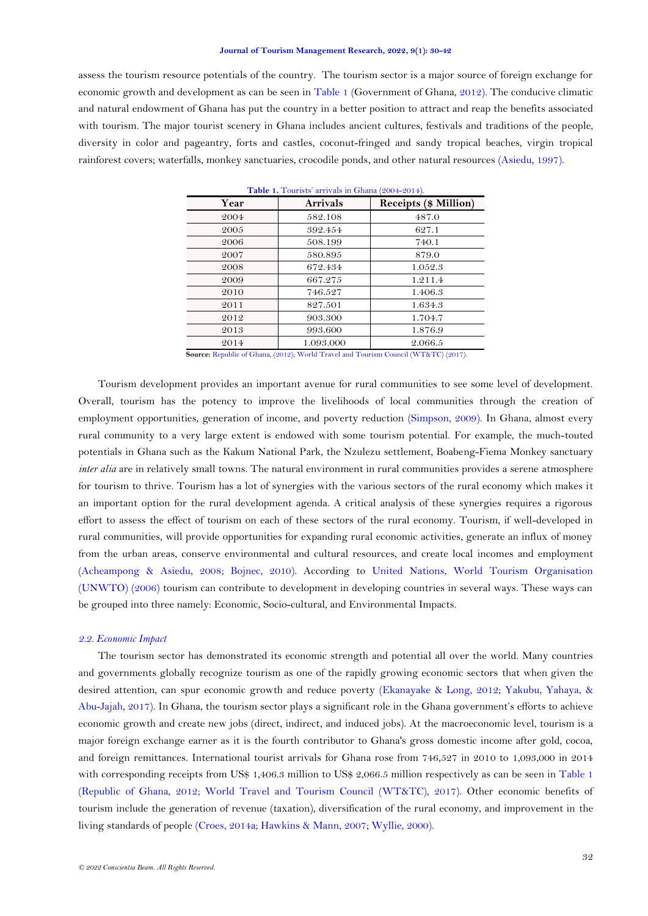assess the tourism resource potentials of the country. The tourism sector is a major source of foreign exchange for economic growth and development as can be seen in Table 1 (Government of Ghana, 2012). The conducive climatic and natural endowment of Ghana has put the country in a better position to attract and reap the benefits associated with tourism. The major tourist scenery in Ghana includes ancient cultures, festivals and traditions of the people, diversity in color and pageantry, forts and castles, coconut-fringed and sandy tropical beaches, virgin tropical rainforest covers; waterfalls, monkey sanctuaries, crocodile ponds, and other natural resources (Asiedu, 1997).

**Table 1.** Tourists' arrivals in Ghana (2004-2014).

| Year | Arrivals | Receipts ($ Million) |
|---|---|---|
| 2004 | 582.108 | 487.0 |
| 2005 | 392.454 | 627.1 |
| 2006 | 508.199 | 740.1 |
| 2007 | 580.895 | 879.0 |
| 2008 | 672.434 | 1.052.3 |
| 2009 | 667.275 | 1.211.4 |
| 2010 | 746.527 | 1.406.3 |
| 2011 | 827.501 | 1.634.3 |
| 2012 | 903.300 | 1.704.7 |
| 2013 | 993.600 | 1.876.9 |
| 2014 | 1.093.000 | 2.066.5 |

**Source:** Republic of Ghana, (2012); World Travel and Tourism Council (WT&TC) (2017).

Tourism development provides an important avenue for rural communities to see some level of development. Overall, tourism has the potency to improve the livelihoods of local communities through the creation of employment opportunities, generation of income, and poverty reduction (Simpson, 2009). In Ghana, almost every rural community to a very large extent is endowed with some tourism potential. For example, the much-touted potentials in Ghana such as the Kakum National Park, the Nzulezu settlement, Boabeng-Fiema Monkey sanctuary *inter alia* are in relatively small towns. The natural environment in rural communities provides a serene atmosphere for tourism to thrive. Tourism has a lot of synergies with the various sectors of the rural economy which makes it an important option for the rural development agenda. A critical analysis of these synergies requires a rigorous effort to assess the effect of tourism on each of these sectors of the rural economy. Tourism, if well-developed in rural communities, will provide opportunities for expanding rural economic activities, generate an influx of money from the urban areas, conserve environmental and cultural resources, and create local incomes and employment (Acheampong & Asiedu, 2008; Bojnec, 2010). According to United Nations, World Tourism Organisation (UNWTO) (2006) tourism can contribute to development in developing countries in several ways. These ways can be grouped into three namely: Economic, Socio-cultural, and Environmental Impacts.

### *2.2. Economic Impact*

The tourism sector has demonstrated its economic strength and potential all over the world. Many countries and governments globally recognize tourism as one of the rapidly growing economic sectors that when given the desired attention, can spur economic growth and reduce poverty (Ekanayake & Long, 2012; Yakubu, Yahaya, & Abu-Jajah, 2017). In Ghana, the tourism sector plays a significant role in the Ghana government's efforts to achieve economic growth and create new jobs (direct, indirect, and induced jobs). At the macroeconomic level, tourism is a major foreign exchange earner as it is the fourth contributor to Ghana's gross domestic income after gold, cocoa, and foreign remittances. International tourist arrivals for Ghana rose from 746,527 in 2010 to 1,093,000 in 2014 with corresponding receipts from US$ 1,406.3 million to US$ 2,066.5 million respectively as can be seen in Table 1 (Republic of Ghana, 2012; World Travel and Tourism Council (WT&TC), 2017). Other economic benefits of tourism include the generation of revenue (taxation), diversification of the rural economy, and improvement in the living standards of people (Croes, 2014a; Hawkins & Mann, 2007; Wyllie, 2000).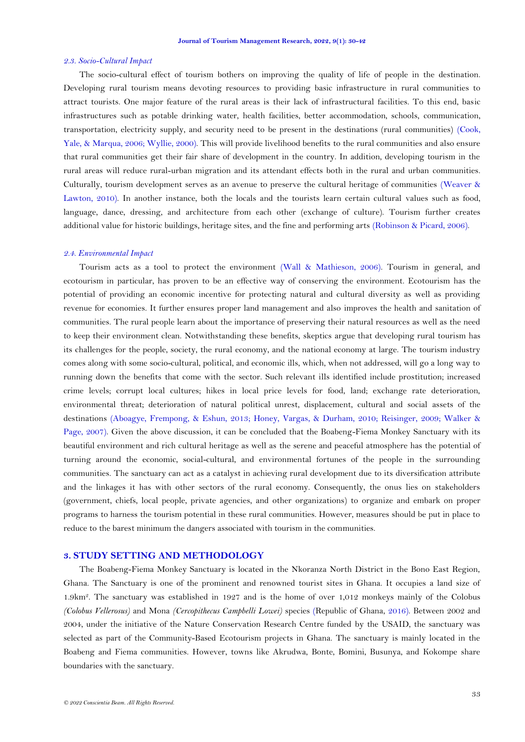### *2.3. Socio-Cultural Impact*

The socio-cultural effect of tourism bothers on improving the quality of life of people in the destination. Developing rural tourism means devoting resources to providing basic infrastructure in rural communities to attract tourists. One major feature of the rural areas is their lack of infrastructural facilities. To this end, basic infrastructures such as potable drinking water, health facilities, better accommodation, schools, communication, transportation, electricity supply, and security need to be present in the destinations (rural communities) (Cook, Yale, & Marqua, 2006; Wyllie, 2000). This will provide livelihood benefits to the rural communities and also ensure that rural communities get their fair share of development in the country. In addition, developing tourism in the rural areas will reduce rural-urban migration and its attendant effects both in the rural and urban communities. Culturally, tourism development serves as an avenue to preserve the cultural heritage of communities (Weaver & Lawton, 2010). In another instance, both the locals and the tourists learn certain cultural values such as food, language, dance, dressing, and architecture from each other (exchange of culture). Tourism further creates additional value for historic buildings, heritage sites, and the fine and performing arts (Robinson & Picard, 2006).

### *2.4. Environmental Impact*

Tourism acts as a tool to protect the environment (Wall & Mathieson, 2006). Tourism in general, and ecotourism in particular, has proven to be an effective way of conserving the environment. Ecotourism has the potential of providing an economic incentive for protecting natural and cultural diversity as well as providing revenue for economies. It further ensures proper land management and also improves the health and sanitation of communities. The rural people learn about the importance of preserving their natural resources as well as the need to keep their environment clean. Notwithstanding these benefits, skeptics argue that developing rural tourism has its challenges for the people, society, the rural economy, and the national economy at large. The tourism industry comes along with some socio-cultural, political, and economic ills, which, when not addressed, will go a long way to running down the benefits that come with the sector. Such relevant ills identified include prostitution; increased crime levels; corrupt local cultures; hikes in local price levels for food, land; exchange rate deterioration, environmental threat; deterioration of natural political unrest, displacement, cultural and social assets of the destinations (Aboagye, Frempong, & Eshun, 2013; Honey, Vargas, & Durham, 2010; Reisinger, 2009; Walker & Page, 2007). Given the above discussion, it can be concluded that the Boabeng-Fiema Monkey Sanctuary with its beautiful environment and rich cultural heritage as well as the serene and peaceful atmosphere has the potential of turning around the economic, social-cultural, and environmental fortunes of the people in the surrounding communities. The sanctuary can act as a catalyst in achieving rural development due to its diversification attribute and the linkages it has with other sectors of the rural economy. Consequently, the onus lies on stakeholders (government, chiefs, local people, private agencies, and other organizations) to organize and embark on proper programs to harness the tourism potential in these rural communities. However, measures should be put in place to reduce to the barest minimum the dangers associated with tourism in the communities.

## 3. STUDY SETTING AND METHODOLOGY

The Boabeng-Fiema Monkey Sanctuary is located in the Nkoranza North District in the Bono East Region, Ghana. The Sanctuary is one of the prominent and renowned tourist sites in Ghana. It occupies a land size of 1.9km$^2$. The sanctuary was established in 1927 and is the home of over 1,012 monkeys mainly of the Colobus *(Colobus Vellerosus)* and Mona *(Cercopithecus Campbelli Lowei)* species (Republic of Ghana, 2016). Between 2002 and 2004, under the initiative of the Nature Conservation Research Centre funded by the USAID, the sanctuary was selected as part of the Community-Based Ecotourism projects in Ghana. The sanctuary is mainly located in the Boabeng and Fiema communities. However, towns like Akrudwa, Bonte, Bomini, Busunya, and Kokompe share boundaries with the sanctuary.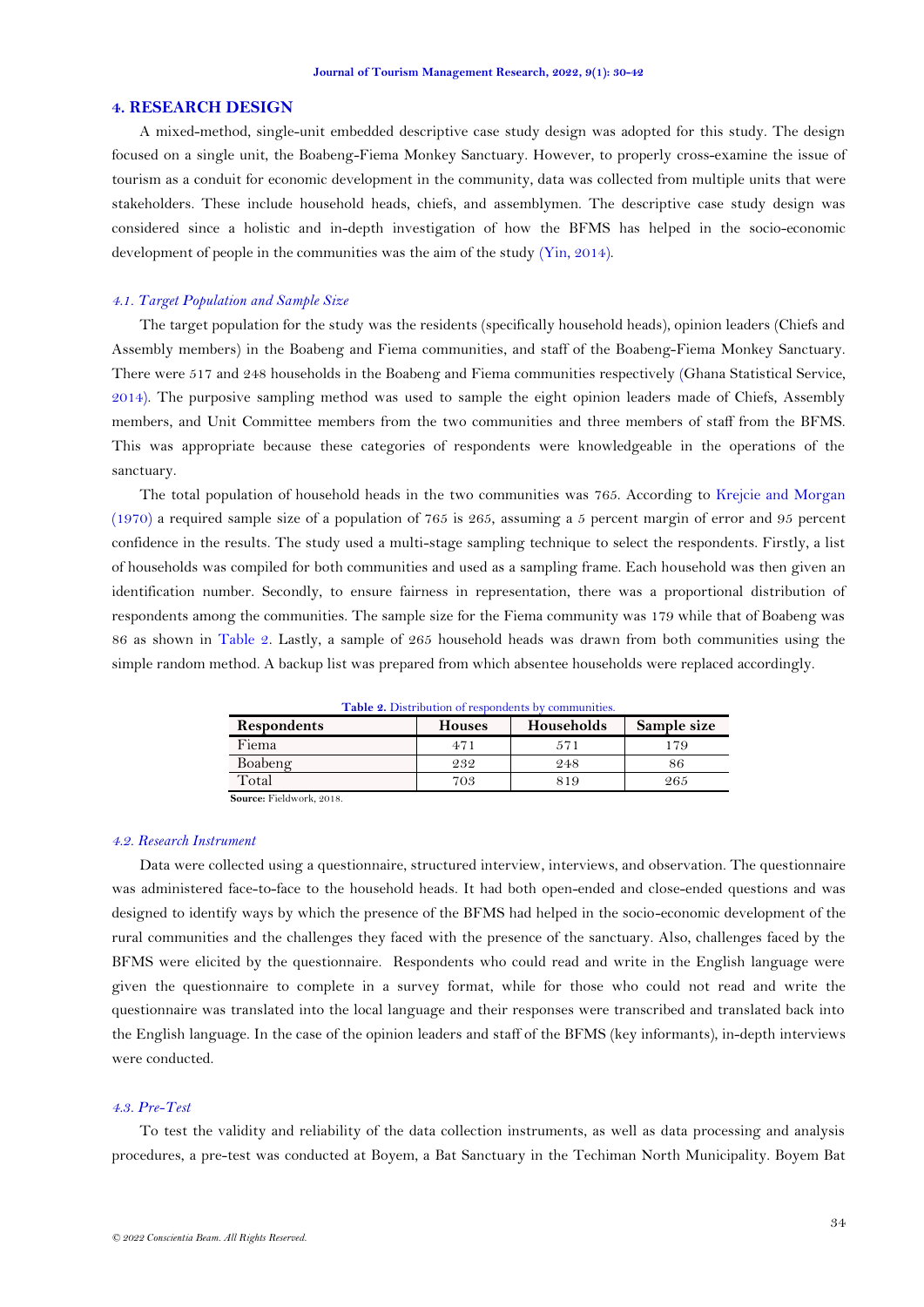## 4. RESEARCH DESIGN

A mixed-method, single-unit embedded descriptive case study design was adopted for this study. The design focused on a single unit, the Boabeng-Fiema Monkey Sanctuary. However, to properly cross-examine the issue of tourism as a conduit for economic development in the community, data was collected from multiple units that were stakeholders. These include household heads, chiefs, and assemblymen. The descriptive case study design was considered since a holistic and in-depth investigation of how the BFMS has helped in the socio-economic development of people in the communities was the aim of the study (Yin, 2014).

### *4.1. Target Population and Sample Size*

The target population for the study was the residents (specifically household heads), opinion leaders (Chiefs and Assembly members) in the Boabeng and Fiema communities, and staff of the Boabeng-Fiema Monkey Sanctuary. There were 517 and 248 households in the Boabeng and Fiema communities respectively (Ghana Statistical Service, 2014). The purposive sampling method was used to sample the eight opinion leaders made of Chiefs, Assembly members, and Unit Committee members from the two communities and three members of staff from the BFMS. This was appropriate because these categories of respondents were knowledgeable in the operations of the sanctuary.

The total population of household heads in the two communities was 765. According to Krejcie and Morgan (1970) a required sample size of a population of 765 is 265, assuming a 5 percent margin of error and 95 percent confidence in the results. The study used a multi-stage sampling technique to select the respondents. Firstly, a list of households was compiled for both communities and used as a sampling frame. Each household was then given an identification number. Secondly, to ensure fairness in representation, there was a proportional distribution of respondents among the communities. The sample size for the Fiema community was 179 while that of Boabeng was 86 as shown in Table 2. Lastly, a sample of 265 household heads was drawn from both communities using the simple random method. A backup list was prepared from which absentee households were replaced accordingly.

**Table 2.** Distribution of respondents by communities.

| Respondents | Houses | Households | Sample size |
|---|---|---|---|
| Fiema | 471 | 571 | 179 |
| Boabeng | 232 | 248 | 86 |
| Total | 703 | 819 | 265 |

**Source:** Fieldwork, 2018.

### *4.2. Research Instrument*

Data were collected using a questionnaire, structured interview, interviews, and observation. The questionnaire was administered face-to-face to the household heads. It had both open-ended and close-ended questions and was designed to identify ways by which the presence of the BFMS had helped in the socio-economic development of the rural communities and the challenges they faced with the presence of the sanctuary. Also, challenges faced by the BFMS were elicited by the questionnaire. Respondents who could read and write in the English language were given the questionnaire to complete in a survey format, while for those who could not read and write the questionnaire was translated into the local language and their responses were transcribed and translated back into the English language. In the case of the opinion leaders and staff of the BFMS (key informants), in-depth interviews were conducted.

### *4.3. Pre-Test*

To test the validity and reliability of the data collection instruments, as well as data processing and analysis procedures, a pre-test was conducted at Boyem, a Bat Sanctuary in the Techiman North Municipality. Boyem Bat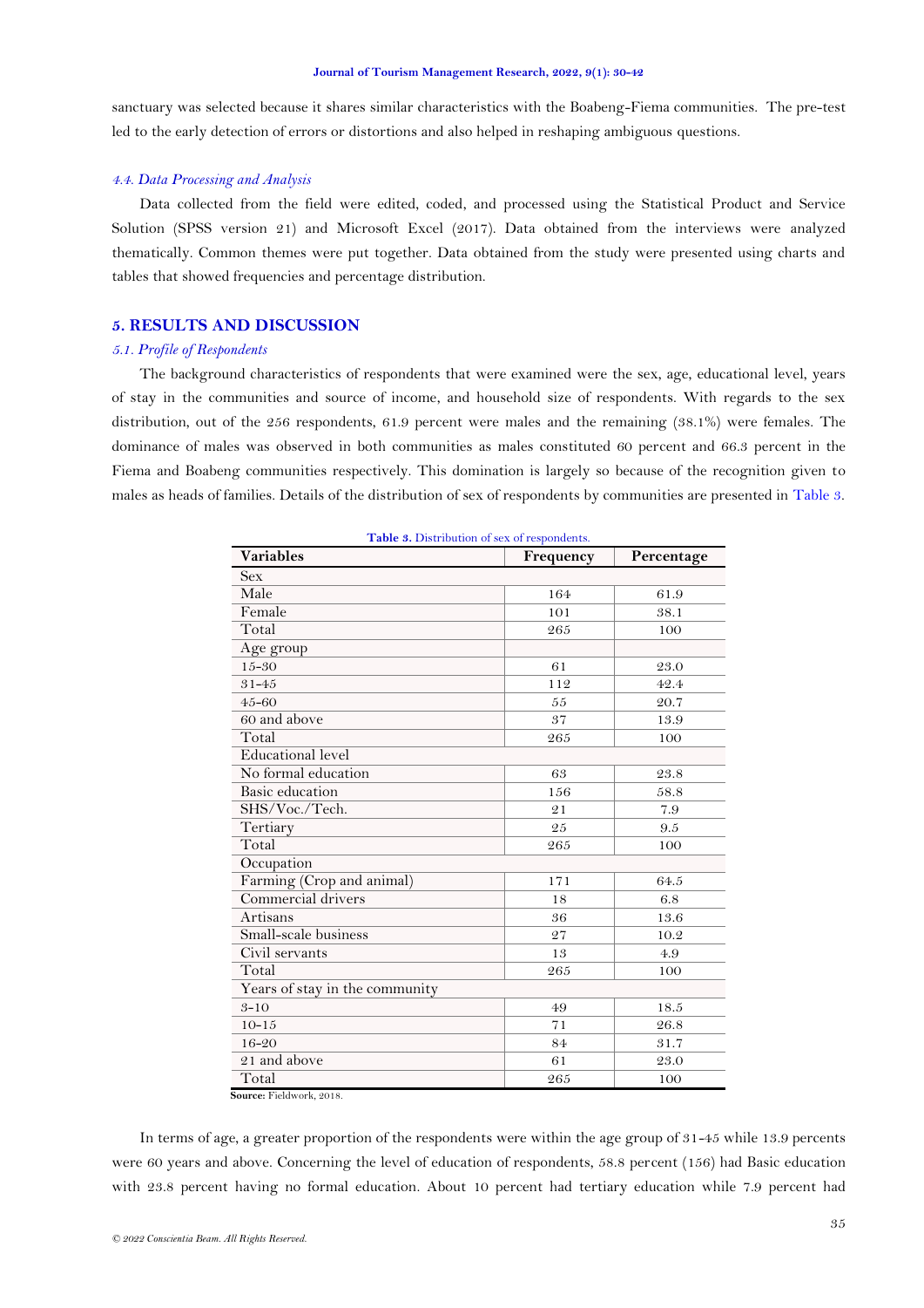sanctuary was selected because it shares similar characteristics with the Boabeng-Fiema communities. The pre-test led to the early detection of errors or distortions and also helped in reshaping ambiguous questions.

### *4.4. Data Processing and Analysis*

Data collected from the field were edited, coded, and processed using the Statistical Product and Service Solution (SPSS version 21) and Microsoft Excel (2017). Data obtained from the interviews were analyzed thematically. Common themes were put together. Data obtained from the study were presented using charts and tables that showed frequencies and percentage distribution.

## 5. RESULTS AND DISCUSSION

### *5.1. Profile of Respondents*

The background characteristics of respondents that were examined were the sex, age, educational level, years of stay in the communities and source of income, and household size of respondents. With regards to the sex distribution, out of the 256 respondents, 61.9 percent were males and the remaining (38.1%) were females. The dominance of males was observed in both communities as males constituted 60 percent and 66.3 percent in the Fiema and Boabeng communities respectively. This domination is largely so because of the recognition given to males as heads of families. Details of the distribution of sex of respondents by communities are presented in Table 3.

**Table 3.** Distribution of sex of respondents.

| Variables | Frequency | Percentage |
|---|---|---|
| Sex | | |
| Male | 164 | 61.9 |
| Female | 101 | 38.1 |
| Total | 265 | 100 |
| Age group | | |
| 15-30 | 61 | 23.0 |
| 31-45 | 112 | 42.4 |
| 45-60 | 55 | 20.7 |
| 60 and above | 37 | 13.9 |
| Total | 265 | 100 |
| Educational level | | |
| No formal education | 63 | 23.8 |
| Basic education | 156 | 58.8 |
| SHS/Voc./Tech. | 21 | 7.9 |
| Tertiary | 25 | 9.5 |
| Total | 265 | 100 |
| Occupation | | |
| Farming (Crop and animal) | 171 | 64.5 |
| Commercial drivers | 18 | 6.8 |
| Artisans | 36 | 13.6 |
| Small-scale business | 27 | 10.2 |
| Civil servants | 13 | 4.9 |
| Total | 265 | 100 |
| Years of stay in the community | | |
| 3-10 | 49 | 18.5 |
| 10-15 | 71 | 26.8 |
| 16-20 | 84 | 31.7 |
| 21 and above | 61 | 23.0 |
| Total | 265 | 100 |

**Source:** Fieldwork, 2018.

In terms of age, a greater proportion of the respondents were within the age group of 31-45 while 13.9 percents were 60 years and above. Concerning the level of education of respondents, 58.8 percent (156) had Basic education with 23.8 percent having no formal education. About 10 percent had tertiary education while 7.9 percent had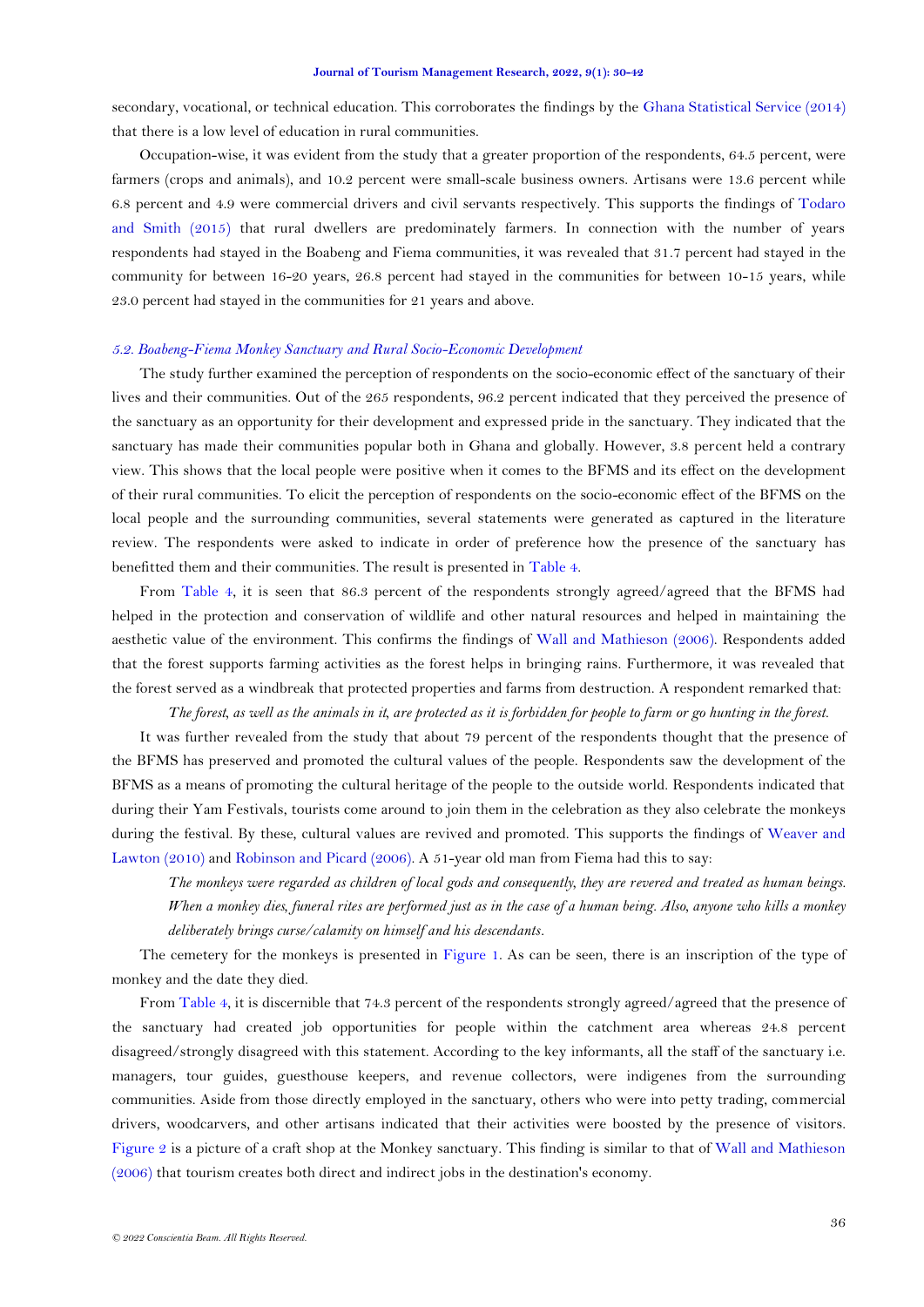secondary, vocational, or technical education. This corroborates the findings by the Ghana Statistical Service (2014) that there is a low level of education in rural communities.

Occupation-wise, it was evident from the study that a greater proportion of the respondents, 64.5 percent, were farmers (crops and animals), and 10.2 percent were small-scale business owners. Artisans were 13.6 percent while 6.8 percent and 4.9 were commercial drivers and civil servants respectively. This supports the findings of Todaro and Smith (2015) that rural dwellers are predominately farmers. In connection with the number of years respondents had stayed in the Boabeng and Fiema communities, it was revealed that 31.7 percent had stayed in the community for between 16-20 years, 26.8 percent had stayed in the communities for between 10-15 years, while 23.0 percent had stayed in the communities for 21 years and above.

### *5.2. Boabeng-Fiema Monkey Sanctuary and Rural Socio-Economic Development*

The study further examined the perception of respondents on the socio-economic effect of the sanctuary of their lives and their communities. Out of the 265 respondents, 96.2 percent indicated that they perceived the presence of the sanctuary as an opportunity for their development and expressed pride in the sanctuary. They indicated that the sanctuary has made their communities popular both in Ghana and globally. However, 3.8 percent held a contrary view. This shows that the local people were positive when it comes to the BFMS and its effect on the development of their rural communities. To elicit the perception of respondents on the socio-economic effect of the BFMS on the local people and the surrounding communities, several statements were generated as captured in the literature review. The respondents were asked to indicate in order of preference how the presence of the sanctuary has benefitted them and their communities. The result is presented in Table 4.

From Table 4, it is seen that 86.3 percent of the respondents strongly agreed/agreed that the BFMS had helped in the protection and conservation of wildlife and other natural resources and helped in maintaining the aesthetic value of the environment. This confirms the findings of Wall and Mathieson (2006). Respondents added that the forest supports farming activities as the forest helps in bringing rains. Furthermore, it was revealed that the forest served as a windbreak that protected properties and farms from destruction. A respondent remarked that:

> *The forest, as well as the animals in it, are protected as it is forbidden for people to farm or go hunting in the forest.*

It was further revealed from the study that about 79 percent of the respondents thought that the presence of the BFMS has preserved and promoted the cultural values of the people. Respondents saw the development of the BFMS as a means of promoting the cultural heritage of the people to the outside world. Respondents indicated that during their Yam Festivals, tourists come around to join them in the celebration as they also celebrate the monkeys during the festival. By these, cultural values are revived and promoted. This supports the findings of Weaver and Lawton (2010) and Robinson and Picard (2006). A 51-year old man from Fiema had this to say:

> *The monkeys were regarded as children of local gods and consequently, they are revered and treated as human beings. When a monkey dies, funeral rites are performed just as in the case of a human being. Also, anyone who kills a monkey deliberately brings curse/calamity on himself and his descendants.*

The cemetery for the monkeys is presented in Figure 1. As can be seen, there is an inscription of the type of monkey and the date they died.

From Table 4, it is discernible that 74.3 percent of the respondents strongly agreed/agreed that the presence of the sanctuary had created job opportunities for people within the catchment area whereas 24.8 percent disagreed/strongly disagreed with this statement. According to the key informants, all the staff of the sanctuary i.e. managers, tour guides, guesthouse keepers, and revenue collectors, were indigenes from the surrounding communities. Aside from those directly employed in the sanctuary, others who were into petty trading, commercial drivers, woodcarvers, and other artisans indicated that their activities were boosted by the presence of visitors. Figure 2 is a picture of a craft shop at the Monkey sanctuary. This finding is similar to that of Wall and Mathieson (2006) that tourism creates both direct and indirect jobs in the destination's economy.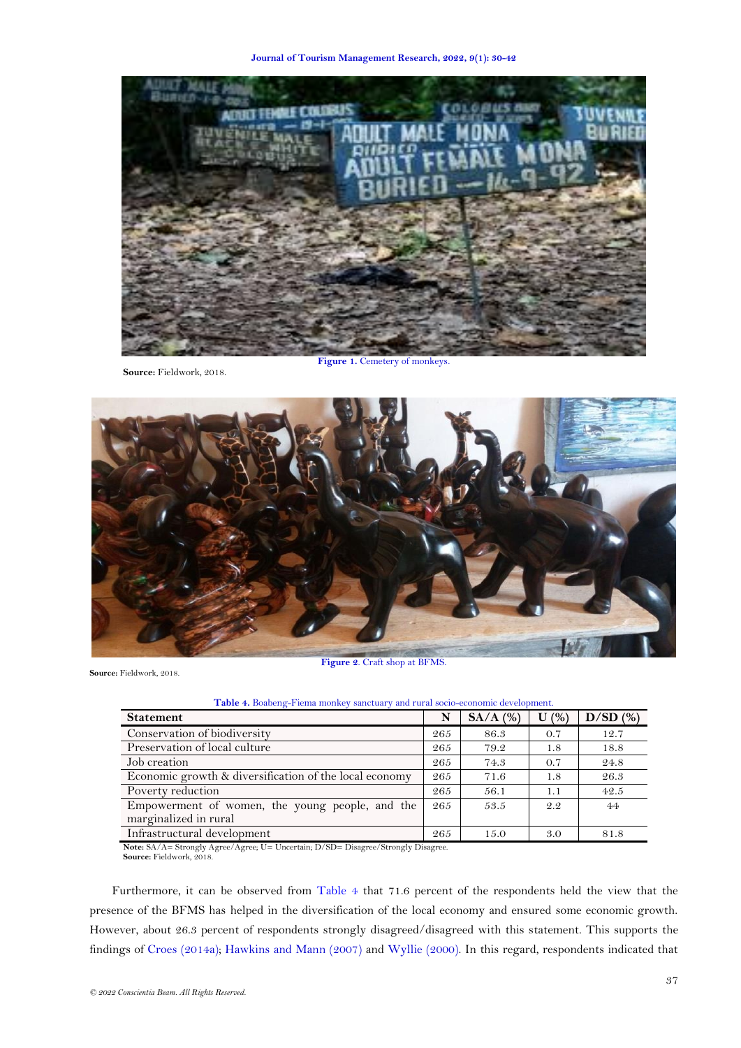**Figure 1.** Cemetery of monkeys.

**Source:** Fieldwork, 2018.

**Figure 2**. Craft shop at BFMS.

**Source:** Fieldwork, 2018.

**Table 4.** Boabeng-Fiema monkey sanctuary and rural socio-economic development.

| Statement | N | SA/A (%) | U (%) | D/SD (%) |
|---|---|---|---|---|
| Conservation of biodiversity | 265 | 86.3 | 0.7 | 12.7 |
| Preservation of local culture | 265 | 79.2 | 1.8 | 18.8 |
| Job creation | 265 | 74.3 | 0.7 | 24.8 |
| Economic growth & diversification of the local economy | 265 | 71.6 | 1.8 | 26.3 |
| Poverty reduction | 265 | 56.1 | 1.1 | 42.5 |
| Empowerment of women, the young people, and the marginalized in rural | 265 | 53.5 | 2.2 | 44 |
| Infrastructural development | 265 | 15.0 | 3.0 | 81.8 |

**Note:** SA/A= Strongly Agree/Agree; U= Uncertain; D/SD= Disagree/Strongly Disagree.
**Source:** Fieldwork, 2018.

Furthermore, it can be observed from Table 4 that 71.6 percent of the respondents held the view that the presence of the BFMS has helped in the diversification of the local economy and ensured some economic growth. However, about 26.3 percent of respondents strongly disagreed/disagreed with this statement. This supports the findings of Croes (2014a); Hawkins and Mann (2007) and Wyllie (2000). In this regard, respondents indicated that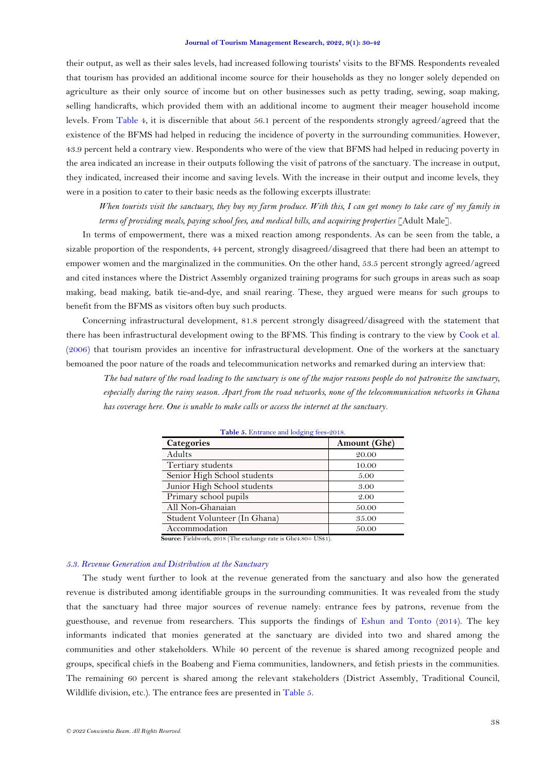their output, as well as their sales levels, had increased following tourists' visits to the BFMS. Respondents revealed that tourism has provided an additional income source for their households as they no longer solely depended on agriculture as their only source of income but on other businesses such as petty trading, sewing, soap making, selling handicrafts, which provided them with an additional income to augment their meager household income levels. From Table 4, it is discernible that about 56.1 percent of the respondents strongly agreed/agreed that the existence of the BFMS had helped in reducing the incidence of poverty in the surrounding communities. However, 43.9 percent held a contrary view. Respondents who were of the view that BFMS had helped in reducing poverty in the area indicated an increase in their outputs following the visit of patrons of the sanctuary. The increase in output, they indicated, increased their income and saving levels. With the increase in their output and income levels, they were in a position to cater to their basic needs as the following excerpts illustrate:

> *When tourists visit the sanctuary, they buy my farm produce. With this, I can get money to take care of my family in terms of providing meals, paying school fees, and medical bills, and acquiring properties* [Adult Male].

In terms of empowerment, there was a mixed reaction among respondents. As can be seen from the table, a sizable proportion of the respondents, 44 percent, strongly disagreed/disagreed that there had been an attempt to empower women and the marginalized in the communities. On the other hand, 53.5 percent strongly agreed/agreed and cited instances where the District Assembly organized training programs for such groups in areas such as soap making, bead making, batik tie-and-dye, and snail rearing. These, they argued were means for such groups to benefit from the BFMS as visitors often buy such products.

Concerning infrastructural development, 81.8 percent strongly disagreed/disagreed with the statement that there has been infrastructural development owing to the BFMS. This finding is contrary to the view by Cook et al. (2006) that tourism provides an incentive for infrastructural development. One of the workers at the sanctuary bemoaned the poor nature of the roads and telecommunication networks and remarked during an interview that:

> *The bad nature of the road leading to the sanctuary is one of the major reasons people do not patronize the sanctuary, especially during the rainy season. Apart from the road networks, none of the telecommunication networks in Ghana has coverage here. One is unable to make calls or access the internet at the sanctuary.*

**Table 5.** Entrance and lodging fees-2018.

| Categories | Amount (GH¢) |
|---|---|
| Adults | 20.00 |
| Tertiary students | 10.00 |
| Senior High School students | 5.00 |
| Junior High School students | 3.00 |
| Primary school pupils | 2.00 |
| All Non-Ghanaian | 50.00 |
| Student Volunteer (In Ghana) | 35.00 |
| Accommodation | 50.00 |

**Source:** Fieldwork, 2018 (The exchange rate is Gh¢4.80= US$1).

### *5.3. Revenue Generation and Distribution at the Sanctuary*

The study went further to look at the revenue generated from the sanctuary and also how the generated revenue is distributed among identifiable groups in the surrounding communities. It was revealed from the study that the sanctuary had three major sources of revenue namely: entrance fees by patrons, revenue from the guesthouse, and revenue from researchers. This supports the findings of Eshun and Tonto (2014). The key informants indicated that monies generated at the sanctuary are divided into two and shared among the communities and other stakeholders. While 40 percent of the revenue is shared among recognized people and groups, specifical chiefs in the Boabeng and Fiema communities, landowners, and fetish priests in the communities. The remaining 60 percent is shared among the relevant stakeholders (District Assembly, Traditional Council, Wildlife division, etc.). The entrance fees are presented in Table 5.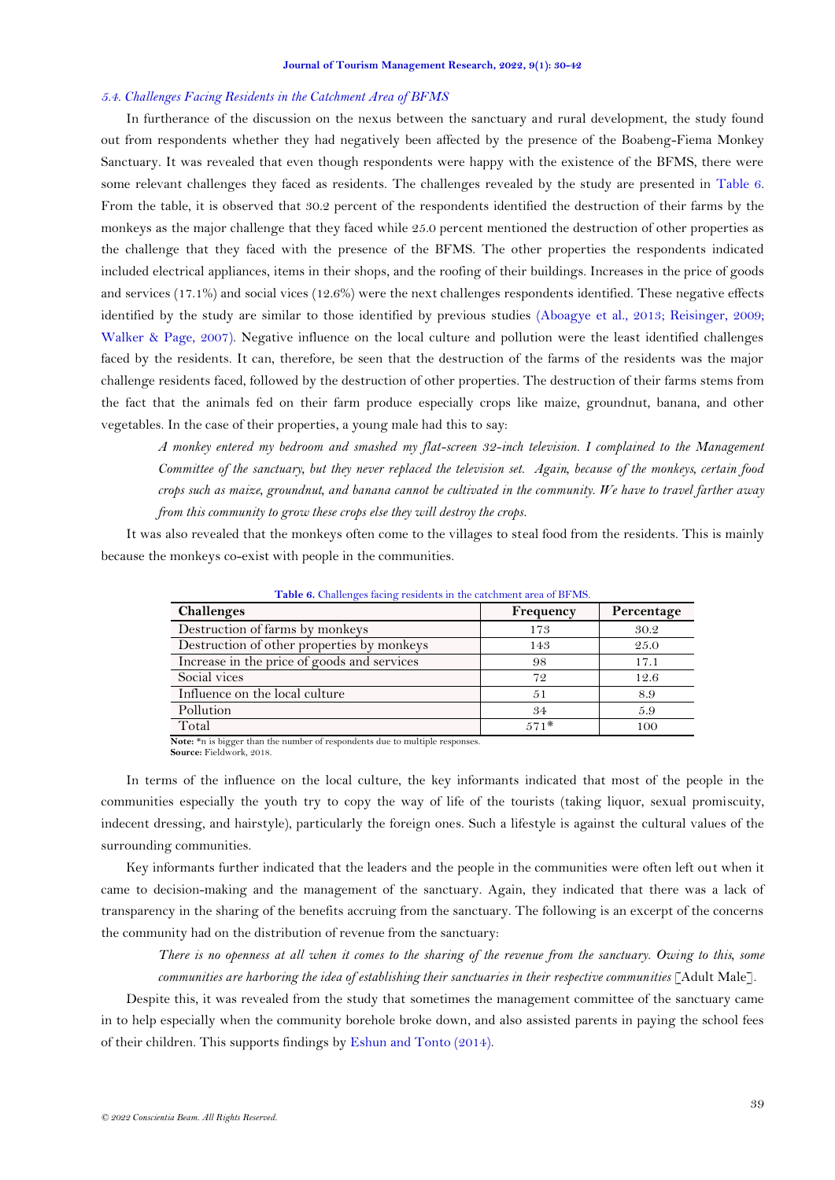### *5.4. Challenges Facing Residents in the Catchment Area of BFMS*

In furtherance of the discussion on the nexus between the sanctuary and rural development, the study found out from respondents whether they had negatively been affected by the presence of the Boabeng-Fiema Monkey Sanctuary. It was revealed that even though respondents were happy with the existence of the BFMS, there were some relevant challenges they faced as residents. The challenges revealed by the study are presented in Table 6. From the table, it is observed that 30.2 percent of the respondents identified the destruction of their farms by the monkeys as the major challenge that they faced while 25.0 percent mentioned the destruction of other properties as the challenge that they faced with the presence of the BFMS. The other properties the respondents indicated included electrical appliances, items in their shops, and the roofing of their buildings. Increases in the price of goods and services (17.1%) and social vices (12.6%) were the next challenges respondents identified. These negative effects identified by the study are similar to those identified by previous studies (Aboagye et al., 2013; Reisinger, 2009; Walker & Page, 2007). Negative influence on the local culture and pollution were the least identified challenges faced by the residents. It can, therefore, be seen that the destruction of the farms of the residents was the major challenge residents faced, followed by the destruction of other properties. The destruction of their farms stems from the fact that the animals fed on their farm produce especially crops like maize, groundnut, banana, and other vegetables. In the case of their properties, a young male had this to say:

> *A monkey entered my bedroom and smashed my flat-screen 32-inch television. I complained to the Management Committee of the sanctuary, but they never replaced the television set. Again, because of the monkeys, certain food crops such as maize, groundnut, and banana cannot be cultivated in the community. We have to travel farther away from this community to grow these crops else they will destroy the crops.*

It was also revealed that the monkeys often come to the villages to steal food from the residents. This is mainly because the monkeys co-exist with people in the communities.

**Table 6.** Challenges facing residents in the catchment area of BFMS.

| Challenges | Frequency | Percentage |
|---|---|---|
| Destruction of farms by monkeys | 173 | 30.2 |
| Destruction of other properties by monkeys | 143 | 25.0 |
| Increase in the price of goods and services | 98 | 17.1 |
| Social vices | 72 | 12.6 |
| Influence on the local culture | 51 | 8.9 |
| Pollution | 34 | 5.9 |
| Total | 571* | 100 |

**Note:** *n is bigger than the number of respondents due to multiple responses.
**Source:** Fieldwork, 2018.

In terms of the influence on the local culture, the key informants indicated that most of the people in the communities especially the youth try to copy the way of life of the tourists (taking liquor, sexual promiscuity, indecent dressing, and hairstyle), particularly the foreign ones. Such a lifestyle is against the cultural values of the surrounding communities.

Key informants further indicated that the leaders and the people in the communities were often left out when it came to decision-making and the management of the sanctuary. Again, they indicated that there was a lack of transparency in the sharing of the benefits accruing from the sanctuary. The following is an excerpt of the concerns the community had on the distribution of revenue from the sanctuary:

> *There is no openness at all when it comes to the sharing of the revenue from the sanctuary. Owing to this, some communities are harboring the idea of establishing their sanctuaries in their respective communities* [Adult Male].

Despite this, it was revealed from the study that sometimes the management committee of the sanctuary came in to help especially when the community borehole broke down, and also assisted parents in paying the school fees of their children. This supports findings by Eshun and Tonto (2014).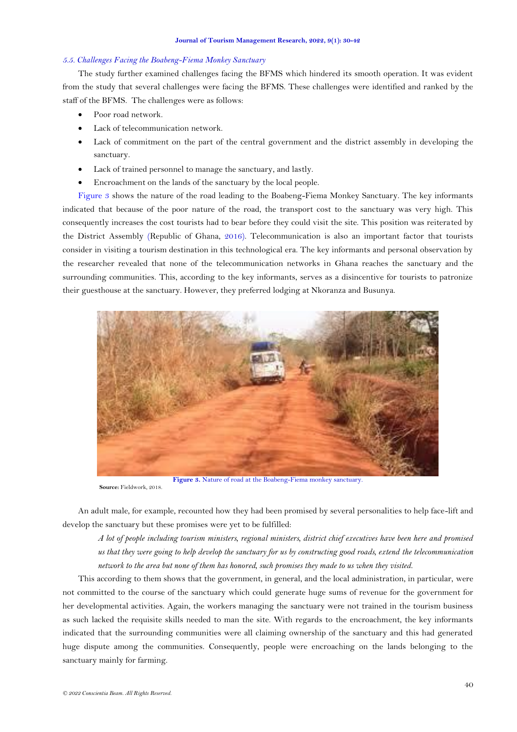### *5.5. Challenges Facing the Boabeng-Fiema Monkey Sanctuary*

The study further examined challenges facing the BFMS which hindered its smooth operation. It was evident from the study that several challenges were facing the BFMS. These challenges were identified and ranked by the staff of the BFMS. The challenges were as follows:

- Poor road network.
- Lack of telecommunication network.
- Lack of commitment on the part of the central government and the district assembly in developing the sanctuary.
- Lack of trained personnel to manage the sanctuary, and lastly.
- Encroachment on the lands of the sanctuary by the local people.

Figure 3 shows the nature of the road leading to the Boabeng-Fiema Monkey Sanctuary. The key informants indicated that because of the poor nature of the road, the transport cost to the sanctuary was very high. This consequently increases the cost tourists had to bear before they could visit the site. This position was reiterated by the District Assembly (Republic of Ghana, 2016). Telecommunication is also an important factor that tourists consider in visiting a tourism destination in this technological era. The key informants and personal observation by the researcher revealed that none of the telecommunication networks in Ghana reaches the sanctuary and the surrounding communities. This, according to the key informants, serves as a disincentive for tourists to patronize their guesthouse at the sanctuary. However, they preferred lodging at Nkoranza and Busunya.

**Figure 3.** Nature of road at the Boabeng-Fiema monkey sanctuary.

**Source:** Fieldwork, 2018.

An adult male, for example, recounted how they had been promised by several personalities to help face-lift and develop the sanctuary but these promises were yet to be fulfilled:

> *A lot of people including tourism ministers, regional ministers, district chief executives have been here and promised us that they were going to help develop the sanctuary for us by constructing good roads, extend the telecommunication network to the area but none of them has honored, such promises they made to us when they visited.*

This according to them shows that the government, in general, and the local administration, in particular, were not committed to the course of the sanctuary which could generate huge sums of revenue for the government for her developmental activities. Again, the workers managing the sanctuary were not trained in the tourism business as such lacked the requisite skills needed to man the site. With regards to the encroachment, the key informants indicated that the surrounding communities were all claiming ownership of the sanctuary and this had generated huge dispute among the communities. Consequently, people were encroaching on the lands belonging to the sanctuary mainly for farming.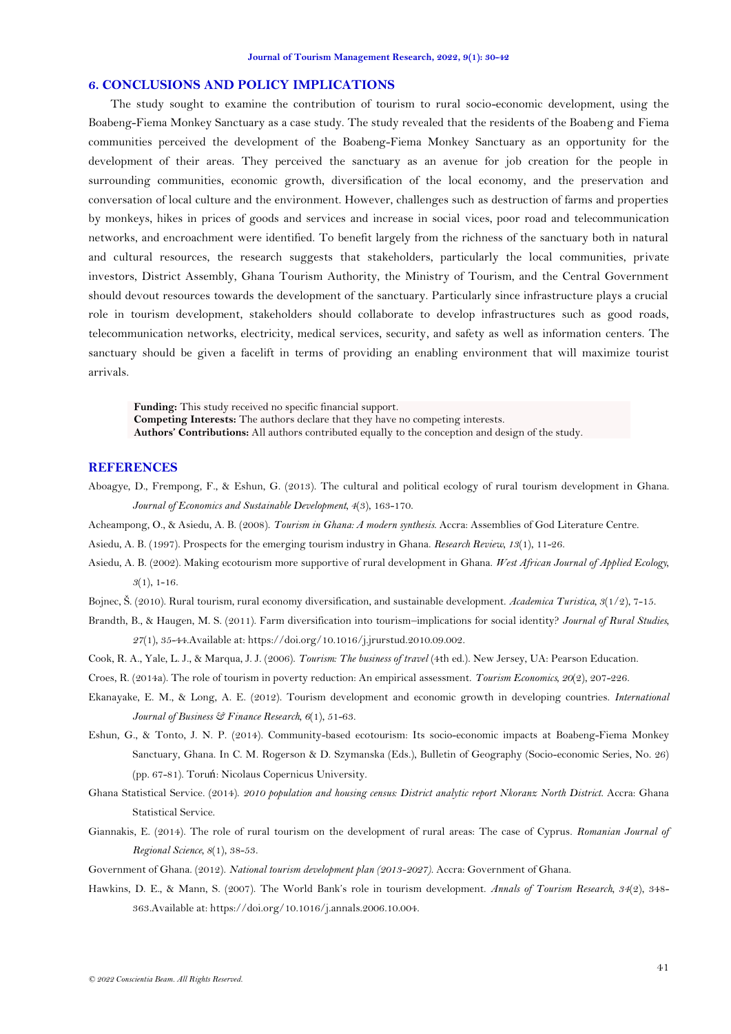## 6. CONCLUSIONS AND POLICY IMPLICATIONS

The study sought to examine the contribution of tourism to rural socio-economic development, using the Boabeng-Fiema Monkey Sanctuary as a case study. The study revealed that the residents of the Boabeng and Fiema communities perceived the development of the Boabeng-Fiema Monkey Sanctuary as an opportunity for the development of their areas. They perceived the sanctuary as an avenue for job creation for the people in surrounding communities, economic growth, diversification of the local economy, and the preservation and conversation of local culture and the environment. However, challenges such as destruction of farms and properties by monkeys, hikes in prices of goods and services and increase in social vices, poor road and telecommunication networks, and encroachment were identified. To benefit largely from the richness of the sanctuary both in natural and cultural resources, the research suggests that stakeholders, particularly the local communities, private investors, District Assembly, Ghana Tourism Authority, the Ministry of Tourism, and the Central Government should devout resources towards the development of the sanctuary. Particularly since infrastructure plays a crucial role in tourism development, stakeholders should collaborate to develop infrastructures such as good roads, telecommunication networks, electricity, medical services, security, and safety as well as information centers. The sanctuary should be given a facelift in terms of providing an enabling environment that will maximize tourist arrivals.

**Funding:** This study received no specific financial support.
**Competing Interests:** The authors declare that they have no competing interests.
**Authors' Contributions:** All authors contributed equally to the conception and design of the study.

## REFERENCES

Aboagye, D., Frempong, F., & Eshun, G. (2013). The cultural and political ecology of rural tourism development in Ghana. *Journal of Economics and Sustainable Development, 4*(3), 163-170.

Acheampong, O., & Asiedu, A. B. (2008). *Tourism in Ghana: A modern synthesis*. Accra: Assemblies of God Literature Centre.

Asiedu, A. B. (1997). Prospects for the emerging tourism industry in Ghana. *Research Review, 13*(1), 11-26.

Asiedu, A. B. (2002). Making ecotourism more supportive of rural development in Ghana. *West African Journal of Applied Ecology, 3*(1), 1-16.

Bojnec, Š. (2010). Rural tourism, rural economy diversification, and sustainable development. *Academica Turistica, 3*(1/2), 7-15.

Brandth, B., & Haugen, M. S. (2011). Farm diversification into tourism–implications for social identity? *Journal of Rural Studies, 27*(1), 35-44.Available at: https://doi.org/10.1016/j.jrurstud.2010.09.002.

Cook, R. A., Yale, L. J., & Marqua, J. J. (2006). *Tourism: The business of travel* (4th ed.). New Jersey, UA: Pearson Education.

Croes, R. (2014a). The role of tourism in poverty reduction: An empirical assessment. *Tourism Economics, 20*(2), 207-226.

Ekanayake, E. M., & Long, A. E. (2012). Tourism development and economic growth in developing countries. *International Journal of Business & Finance Research, 6*(1), 51-63.

Eshun, G., & Tonto, J. N. P. (2014). Community-based ecotourism: Its socio-economic impacts at Boabeng-Fiema Monkey Sanctuary, Ghana. In C. M. Rogerson & D. Szymanska (Eds.), Bulletin of Geography (Socio-economic Series, No. 26) (pp. 67-81). Toruń: Nicolaus Copernicus University.

Ghana Statistical Service. (2014). *2010 population and housing census: District analytic report Nkoranz North District*. Accra: Ghana Statistical Service.

Giannakis, E. (2014). The role of rural tourism on the development of rural areas: The case of Cyprus. *Romanian Journal of Regional Science, 8*(1), 38-53.

Government of Ghana. (2012). *National tourism development plan (2013-2027)*. Accra: Government of Ghana.

Hawkins, D. E., & Mann, S. (2007). The World Bank's role in tourism development. *Annals of Tourism Research, 34*(2), 348-363.Available at: https://doi.org/10.1016/j.annals.2006.10.004.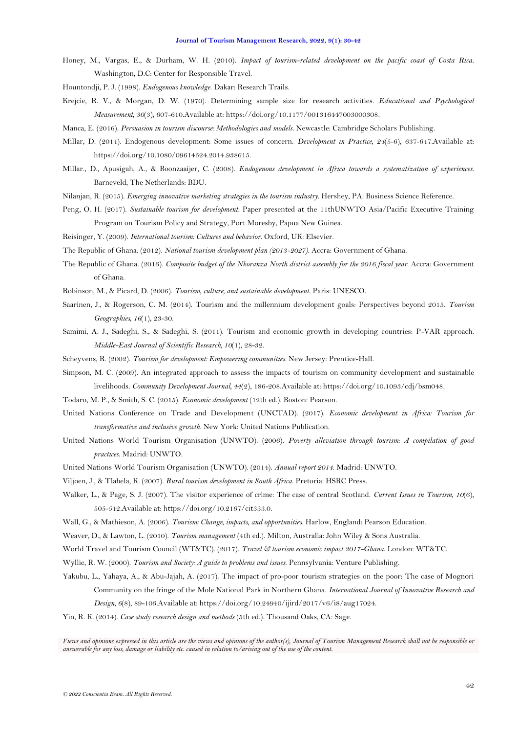Honey, M., Vargas, E., & Durham, W. H. (2010). *Impact of tourism-related development on the pacific coast of Costa Rica*. Washington, D.C: Center for Responsible Travel.

Hountondji, P. J. (1998). *Endogenous knowledge*. Dakar: Research Trails.

Krejcie, R. V., & Morgan, D. W. (1970). Determining sample size for research activities. *Educational and Psychological Measurement, 30*(3), 607-610.Available at: https://doi.org/10.1177/001316447003000308.

Manca, E. (2016). *Persuasion in tourism discourse: Methodologies and models*. Newcastle: Cambridge Scholars Publishing.

Millar, D. (2014). Endogenous development: Some issues of concern. *Development in Practice, 24*(5-6), 637-647.Available at: https://doi.org/10.1080/09614524.2014.938615.

Millar., D., Apusigah, A., & Boonzaaijer, C. (2008). *Endogenous development in Africa towards a systematization of experiences*. Barneveld, The Netherlands: BDU.

Nilanjan, R. (2015). *Emerging innovative marketing strategies in the tourism industry*. Hershey, PA: Business Science Reference.

Peng, O. H. (2017). *Sustainable tourism for development*. Paper presented at the 11thUNWTO Asia/Pacific Executive Training Program on Tourism Policy and Strategy, Port Moresby, Papua New Guinea.

Reisinger, Y. (2009). *International tourism: Cultures and behavior*. Oxford, UK: Elsevier.

The Republic of Ghana. (2012). *National tourism development plan (2013-2027)*. Accra: Government of Ghana.

The Republic of Ghana. (2016). *Composite budget of the Nkoranza North district assembly for the 2016 fiscal year*. Accra: Government of Ghana.

Robinson, M., & Picard, D. (2006). *Tourism, culture, and sustainable development*. Paris: UNESCO.

Saarinen, J., & Rogerson, C. M. (2014). Tourism and the millennium development goals: Perspectives beyond 2015. *Tourism Geographies, 16*(1), 23-30.

Samimi, A. J., Sadeghi, S., & Sadeghi, S. (2011). Tourism and economic growth in developing countries: P-VAR approach. *Middle-East Journal of Scientific Research, 10*(1), 28-32.

Scheyvens, R. (2002). *Tourism for development: Empowering communities*. New Jersey: Prentice-Hall.

Simpson, M. C. (2009). An integrated approach to assess the impacts of tourism on community development and sustainable livelihoods. *Community Development Journal, 44*(2), 186-208.Available at: https://doi.org/10.1093/cdj/bsm048.

Todaro, M. P., & Smith, S. C. (2015). *Economic development* (12th ed.). Boston: Pearson.

United Nations Conference on Trade and Development (UNCTAD). (2017). *Economic development in Africa: Tourism for transformative and inclusive growth*. New York: United Nations Publication.

United Nations World Tourism Organisation (UNWTO). (2006). *Poverty alleviation through tourism: A compilation of good practices*. Madrid: UNWTO.

United Nations World Tourism Organisation (UNWTO). (2014). *Annual report 2014*. Madrid: UNWTO.

Viljoen, J., & Tlabela, K. (2007). *Rural tourism development in South Africa*. Pretoria: HSRC Press.

Walker, L., & Page, S. J. (2007). The visitor experience of crime: The case of central Scotland. *Current Issues in Tourism, 10*(6), 505-542.Available at: https://doi.org/10.2167/cit333.0.

Wall, G., & Mathieson, A. (2006). *Tourism: Change, impacts, and opportunities*. Harlow, England: Pearson Education.

Weaver, D., & Lawton, L. (2010). *Tourism management* (4th ed.). Milton, Australia: John Wiley & Sons Australia.

World Travel and Tourism Council (WT&TC). (2017). *Travel & tourism economic impact 2017-Ghana*. London: WT&TC.

Wyllie, R. W. (2000). *Tourism and Society: A guide to problems and issues*. Pennsylvania: Venture Publishing.

Yakubu, L., Yahaya, A., & Abu-Jajah, A. (2017). The impact of pro-poor tourism strategies on the poor: The case of Mognori Community on the fringe of the Mole National Park in Northern Ghana. *International Journal of Innovative Research and Design, 6*(8), 89-106.Available at: https://doi.org/10.24940/ijird/2017/v6/i8/aug17024.

Yin, R. K. (2014). *Case study research design and methods* (5th ed.). Thousand Oaks, CA: Sage.

*Views and opinions expressed in this article are the views and opinions of the author(s), Journal of Tourism Management Research shall not be responsible or answerable for any loss, damage or liability etc. caused in relation to/arising out of the use of the content.*